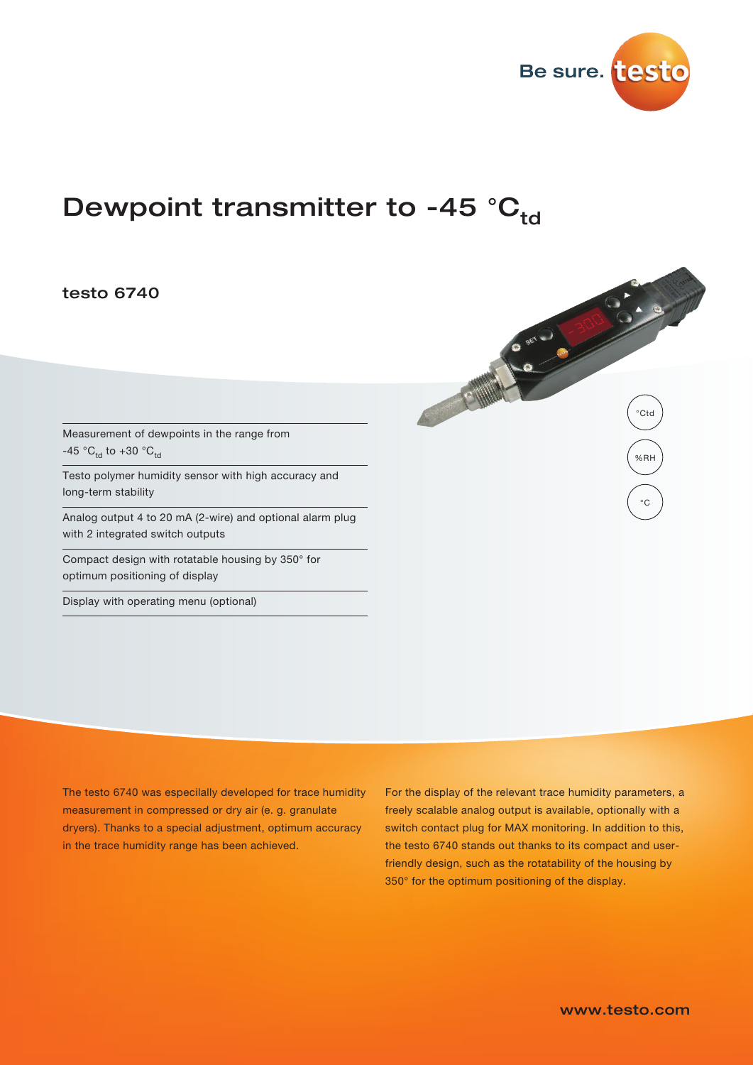# Dewpoint transmitter to -45 $°C_{td}$

## testo 6740

- Measurement of dewpoints in the range from -45 $°C_{td}$ to +30 $°C_{td}$
- Testo polymer humidity sensor with high accuracy and long-term stability
- Analog output 4 to 20 mA (2-wire) and optional alarm plug with 2 integrated switch outputs
- Compact design with rotatable housing by 350° for optimum positioning of display
- Display with operating menu (optional)

°Ctd

%RH

°C

The testo 6740 was especially developed for trace humidity measurement in compressed or dry air (e. g. granulate dryers). Thanks to a special adjustment, optimum accuracy in the trace humidity range has been achieved.

For the display of the relevant trace humidity parameters, a freely scalable analog output is available, optionally with a switch contact plug for MAX monitoring. In addition to this, the testo 6740 stands out thanks to its compact and user-friendly design, such as the rotatability of the housing by 350° for the optimum positioning of the display.

www.testo.com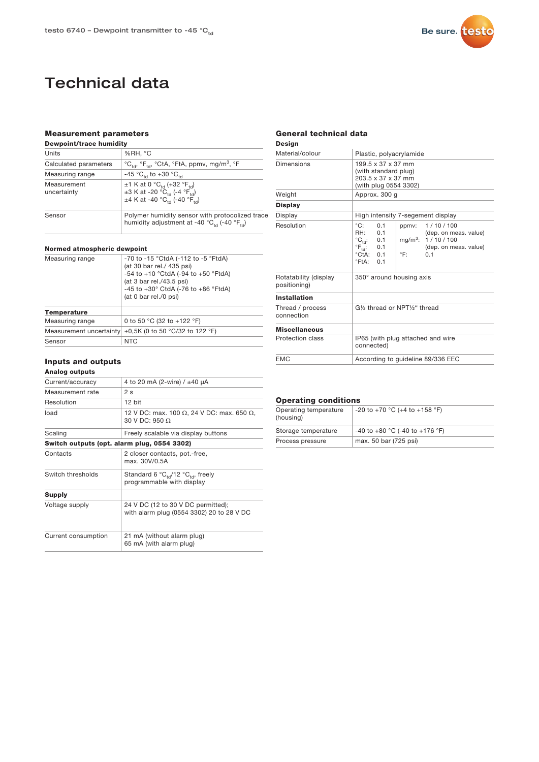# Technical data

## Measurement parameters

### Dewpoint/trace humidity

| | |
|---|---|
| Units | %RH, °C |
| Calculated parameters | $°C_{td}$, $°F_{td}$, °CtA, °FtA, ppmv, mg/m³, °F |
| Measuring range | -45 $°C_{td}$ to +30 $°C_{td}$ |
| Measurement uncertainty | ±1 K at 0 $°C_{td}$ (+32 $°F_{td}$)<br>±3 K at -20 $°C_{td}$ (-4 $°F_{td}$)<br>±4 K at -40 $°C_{td}$ (-40 $°F_{td}$) |
| Sensor | Polymer humidity sensor with protocolized trace humidity adjustment at -40 $°C_{td}$ (-40 $°F_{td}$) |

### Normed atmospheric dewpoint

| | |
|---|---|
| Measuring range | -70 to -15 °CtdA (-112 to -5 °FtdA)<br>(at 30 bar rel./ 435 psi)<br>-54 to +10 °CtdA (-94 to +50 °FtdA)<br>(at 3 bar rel./43.5 psi)<br>-45 to +30° CtdA (-76 to +86 °FtdA)<br>(at 0 bar rel./0 psi) |
| **Temperature** | |
| Measuring range | 0 to 50 °C (32 to +122 °F) |
| Measurement uncertainty | ±0,5K (0 to 50 °C/32 to 122 °F) |
| Sensor | NTC |

## Inputs and outputs

### Analog outputs

| | |
|---|---|
| Current/accuracy | 4 to 20 mA (2-wire) / ±40 µA |
| Measurement rate | 2 s |
| Resolution | 12 bit |
| load | 12 V DC: max. 100 Ω, 24 V DC: max. 650 Ω, 30 V DC: 950 Ω |
| Scaling | Freely scalable via display buttons |
| **Switch outputs (opt. alarm plug, 0554 3302)** | |
| Contacts | 2 closer contacts, pot.-free, max. 30V/0.5A |
| Switch thresholds | Standard 6 $°C_{td}$/12 $°C_{td}$, freely programmable with display |
| **Supply** | |
| Voltage supply | 24 V DC (12 to 30 V DC permitted); with alarm plug (0554 3302) 20 to 28 V DC |
| Current consumption | 21 mA (without alarm plug)<br>65 mA (with alarm plug) |

## General technical data

### Design

| | |
|---|---|
| Material/colour | Plastic, polyacrylamide |
| Dimensions | 199.5 x 37 x 37 mm<br>(with standard plug)<br>203.5 x 37 x 37 mm<br>(with plug 0554 3302) |
| Weight | Approx. 300 g |
| **Display** | |
| Display | High intensity 7-segement display |
| Resolution | °C: 0.1<br>RH: 0.1<br>$°C_{td}$: 0.1<br>$°F_{td}$: 0.1<br>°CtA: 0.1<br>°FtA: 0.1<br>ppmv: 1 / 10 / 100 (dep. on meas. value)<br>mg/m³: 1 / 10 / 100 (dep. on meas. value)<br>°F: 0.1 |
| Rotatability (display positioning) | 350° around housing axis |
| **Installation** | |
| Thread / process connection | G½ thread or NPT½" thread |
| **Miscellaneous** | |
| Protection class | IP65 (with plug attached and wire connected) |
| EMC | According to guideline 89/336 EEC |

## Operating conditions

| | |
|---|---|
| Operating temperature (housing) | -20 to +70 °C (+4 to +158 °F) |
| Storage temperature | -40 to +80 °C (-40 to +176 °F) |
| Process pressure | max. 50 bar (725 psi) |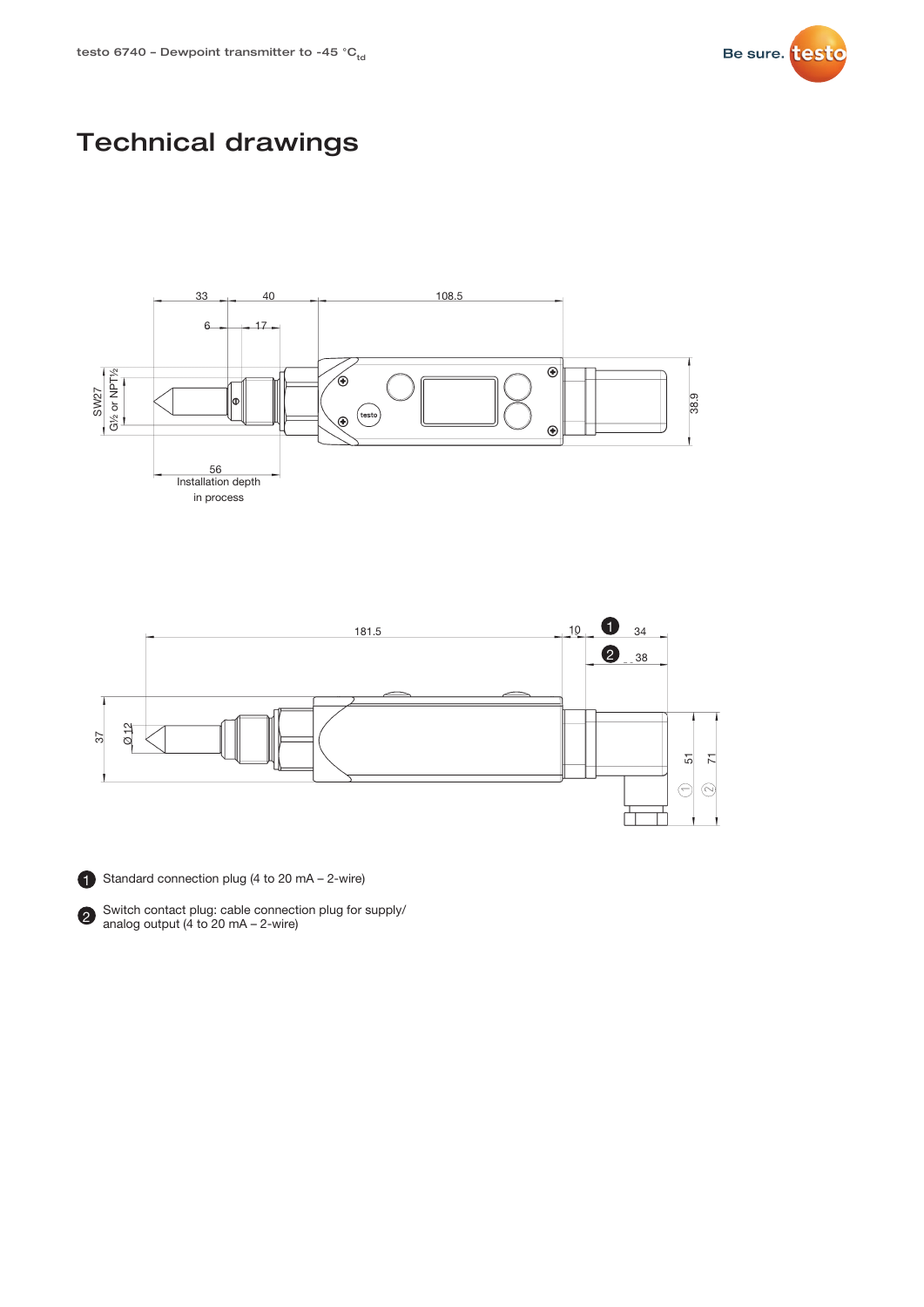# Technical drawings

33 40 108.5

6 17

SW27 G½ or NPT½

38.9

56
Installation depth
in process

181.5 10 34 38

37 Ø 12

51 71

1 Standard connection plug (4 to 20 mA – 2-wire)

2 Switch contact plug: cable connection plug for supply/ analog output (4 to 20 mA – 2-wire)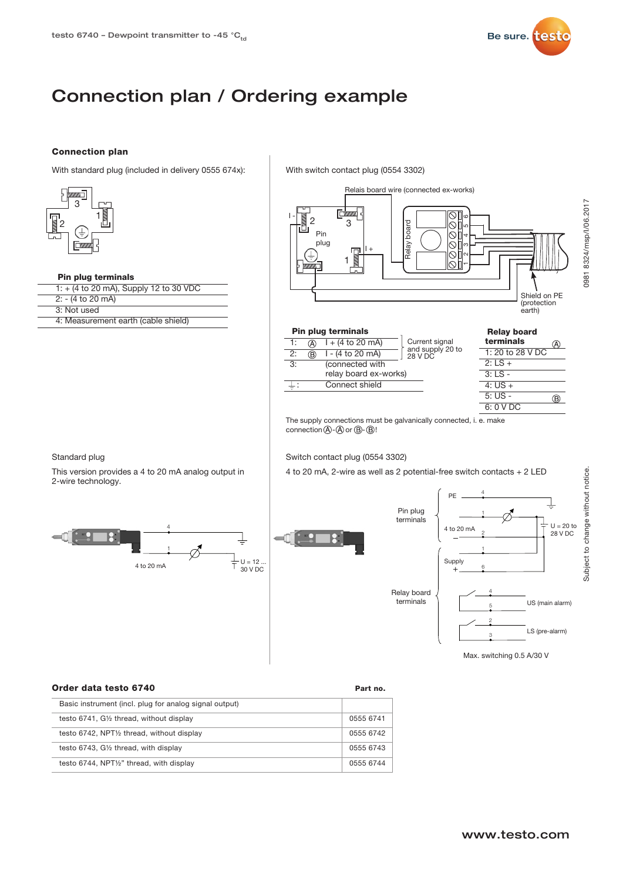# Connection plan / Ordering example

### Connection plan

With standard plug (included in delivery 0555 674x):

3
2
1

**Pin plug terminals**

| |
|---|
| 1: + (4 to 20 mA), Supply 12 to 30 VDC |
| 2: - (4 to 20 mA) |
| 3: Not used |
| 4: Measurement earth (cable shield) |

With switch contact plug (0554 3302)

Relais board wire (connected ex-works)

I -
2
3
Pin plug
1
I +
Relay board
6 5 4 3 2 1
Shield on PE (protection earth)

**Pin plug terminals**

| | | | |
|---|---|---|---|
| 1: | Ⓐ | I + (4 to 20 mA) | Current signal and supply 20 to 28 V DC |
| 2: | Ⓑ | I - (4 to 20 mA) | |
| 3: | | (connected with relay board ex-works) | |
| ⏚: | | Connect shield | |

**Relay board terminals**

| | |
|---|---|
| 1: 20 to 28 V DC | Ⓐ |
| 2: LS + | |
| 3: LS - | |
| 4: US + | |
| 5: US - | Ⓑ |
| 6: 0 V DC | |

The supply connections must be galvanically connected, i. e. make connection Ⓐ-Ⓐ or Ⓑ-Ⓑ!

Standard plug

This version provides a 4 to 20 mA analog output in 2-wire technology.

4
1
4 to 20 mA
U = 12 ... 30 V DC

Switch contact plug (0554 3302)

4 to 20 mA, 2-wire as well as 2 potential-free switch contacts + 2 LED

Pin plug terminals
PE
4
1
4 to 20 mA
2
U = 20 to 28 V DC
Relay board terminals
Supply
1
6
4
5
US (main alarm)
2
3
LS (pre-alarm)

Max. switching 0.5 A/30 V

### Order data testo 6740

| | Part no. |
|---|---|
| Basic instrument (incl. plug for analog signal output) | |
| testo 6741, G½ thread, without display | 0555 6741 |
| testo 6742, NPT½ thread, without display | 0555 6742 |
| testo 6743, G½ thread, with display | 0555 6743 |
| testo 6744, NPT½" thread, with display | 0555 6744 |

0981 8324/msp/I/06.2017

Subject to change without notice.

www.testo.com